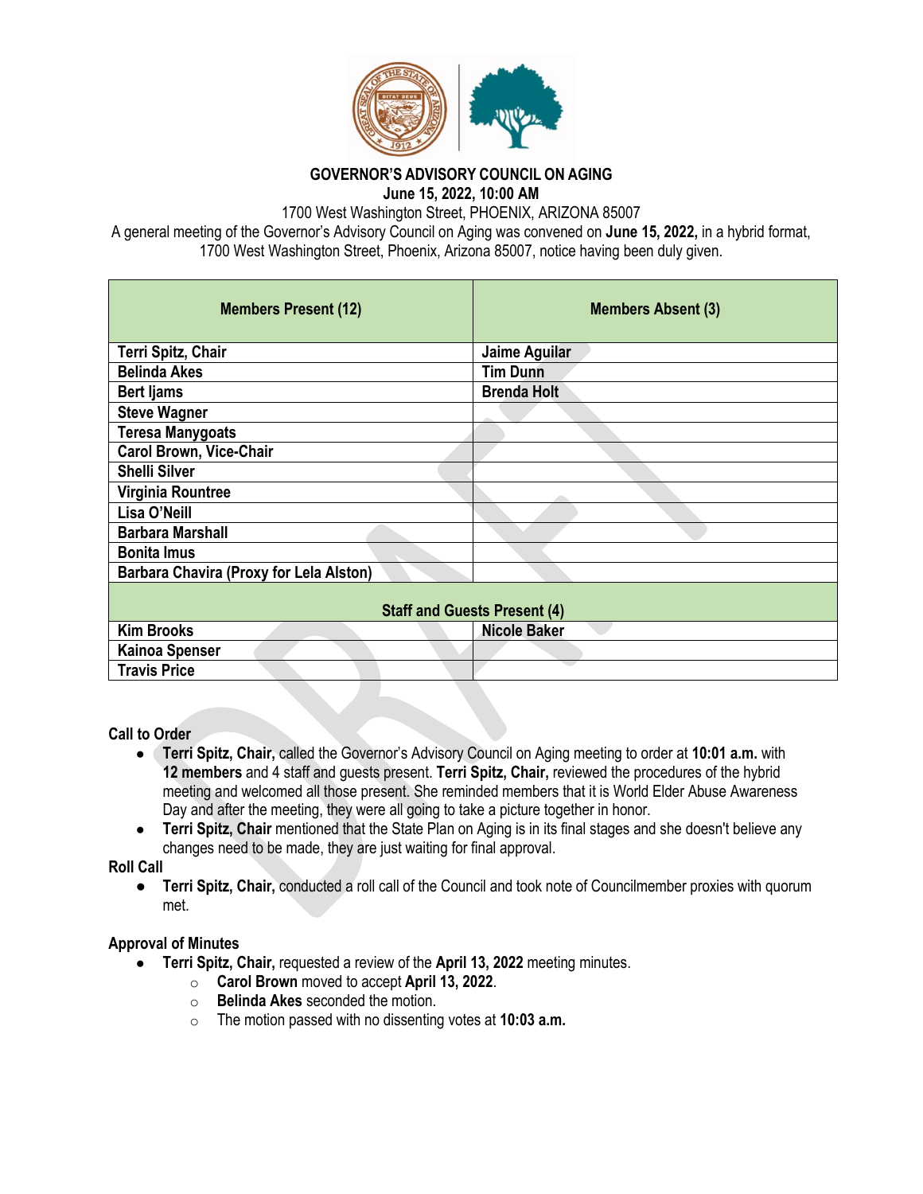# GOVERNOR'S ADVISORY COUNCIL ON AGING

**June 15, 2022, 10:00 AM**

1700 West Washington Street, PHOENIX, ARIZONA 85007

A general meeting of the Governor's Advisory Council on Aging was convened on **June 15, 2022,** in a hybrid format, 1700 West Washington Street, Phoenix, Arizona 85007, notice having been duly given.

| Members Present (12) | Members Absent (3) |
|---|---|
| Terri Spitz, Chair | Jaime Aguilar |
| Belinda Akes | Tim Dunn |
| Bert Ijams | Brenda Holt |
| Steve Wagner | |
| Teresa Manygoats | |
| Carol Brown, Vice-Chair | |
| Shelli Silver | |
| Virginia Rountree | |
| Lisa O'Neill | |
| Barbara Marshall | |
| Bonita Imus | |
| Barbara Chavira (Proxy for Lela Alston) | |
| **Staff and Guests Present (4)** | |
| Kim Brooks | Nicole Baker |
| Kainoa Spenser | |
| Travis Price | |

**Call to Order**

- **Terri Spitz, Chair,** called the Governor's Advisory Council on Aging meeting to order at **10:01 a.m.** with **12 members** and 4 staff and guests present. **Terri Spitz, Chair,** reviewed the procedures of the hybrid meeting and welcomed all those present. She reminded members that it is World Elder Abuse Awareness Day and after the meeting, they were all going to take a picture together in honor.
- **Terri Spitz, Chair** mentioned that the State Plan on Aging is in its final stages and she doesn't believe any changes need to be made, they are just waiting for final approval.

**Roll Call**

- **Terri Spitz, Chair,** conducted a roll call of the Council and took note of Councilmember proxies with quorum met.

**Approval of Minutes**

- **Terri Spitz, Chair,** requested a review of the **April 13, 2022** meeting minutes.
  - **Carol Brown** moved to accept **April 13, 2022**.
  - **Belinda Akes** seconded the motion.
  - The motion passed with no dissenting votes at **10:03 a.m.**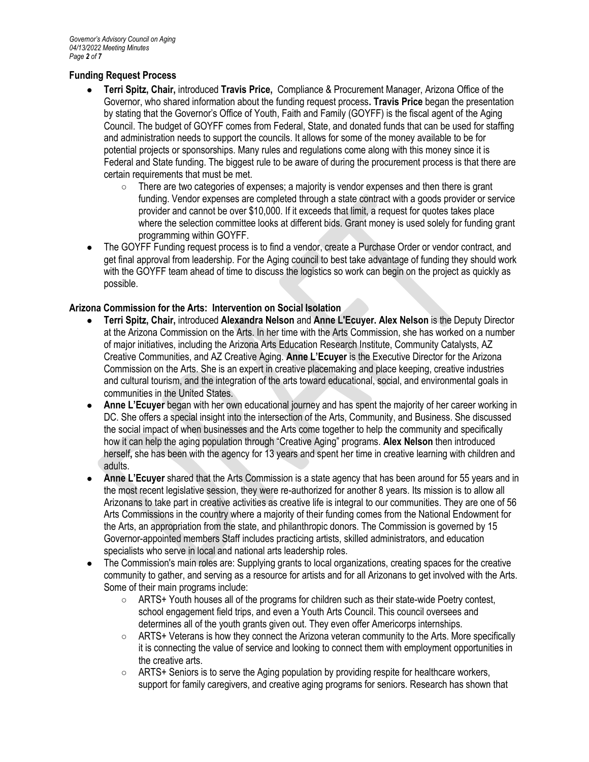## Funding Request Process

- **Terri Spitz, Chair,** introduced **Travis Price,** Compliance & Procurement Manager, Arizona Office of the Governor, who shared information about the funding request process**. Travis Price** began the presentation by stating that the Governor's Office of Youth, Faith and Family (GOYFF) is the fiscal agent of the Aging Council. The budget of GOYFF comes from Federal, State, and donated funds that can be used for staffing and administration needs to support the councils. It allows for some of the money available to be for potential projects or sponsorships. Many rules and regulations come along with this money since it is Federal and State funding. The biggest rule to be aware of during the procurement process is that there are certain requirements that must be met.
    - There are two categories of expenses; a majority is vendor expenses and then there is grant funding. Vendor expenses are completed through a state contract with a goods provider or service provider and cannot be over $10,000. If it exceeds that limit, a request for quotes takes place where the selection committee looks at different bids. Grant money is used solely for funding grant programming within GOYFF.
- The GOYFF Funding request process is to find a vendor, create a Purchase Order or vendor contract, and get final approval from leadership. For the Aging council to best take advantage of funding they should work with the GOYFF team ahead of time to discuss the logistics so work can begin on the project as quickly as possible.

## Arizona Commission for the Arts: Intervention on Social Isolation

- **Terri Spitz, Chair,** introduced **Alexandra Nelson** and **Anne L'Ecuyer. Alex Nelson** is the Deputy Director at the Arizona Commission on the Arts. In her time with the Arts Commission, she has worked on a number of major initiatives, including the Arizona Arts Education Research Institute, Community Catalysts, AZ Creative Communities, and AZ Creative Aging. **Anne L'Ecuyer** is the Executive Director for the Arizona Commission on the Arts. She is an expert in creative placemaking and place keeping, creative industries and cultural tourism, and the integration of the arts toward educational, social, and environmental goals in communities in the United States.
- **Anne L'Ecuyer** began with her own educational journey and has spent the majority of her career working in DC. She offers a special insight into the intersection of the Arts, Community, and Business. She discussed the social impact of when businesses and the Arts come together to help the community and specifically how it can help the aging population through "Creative Aging" programs. **Alex Nelson** then introduced herself**,** she has been with the agency for 13 years and spent her time in creative learning with children and adults.
- **Anne L'Ecuyer** shared that the Arts Commission is a state agency that has been around for 55 years and in the most recent legislative session, they were re-authorized for another 8 years. Its mission is to allow all Arizonans to take part in creative activities as creative life is integral to our communities. They are one of 56 Arts Commissions in the country where a majority of their funding comes from the National Endowment for the Arts, an appropriation from the state, and philanthropic donors. The Commission is governed by 15 Governor-appointed members Staff includes practicing artists, skilled administrators, and education specialists who serve in local and national arts leadership roles.
- The Commission's main roles are: Supplying grants to local organizations, creating spaces for the creative community to gather, and serving as a resource for artists and for all Arizonans to get involved with the Arts. Some of their main programs include:
    - ARTS+ Youth houses all of the programs for children such as their state-wide Poetry contest, school engagement field trips, and even a Youth Arts Council. This council oversees and determines all of the youth grants given out. They even offer Americorps internships.
    - ARTS+ Veterans is how they connect the Arizona veteran community to the Arts. More specifically it is connecting the value of service and looking to connect them with employment opportunities in the creative arts.
    - ARTS+ Seniors is to serve the Aging population by providing respite for healthcare workers, support for family caregivers, and creative aging programs for seniors. Research has shown that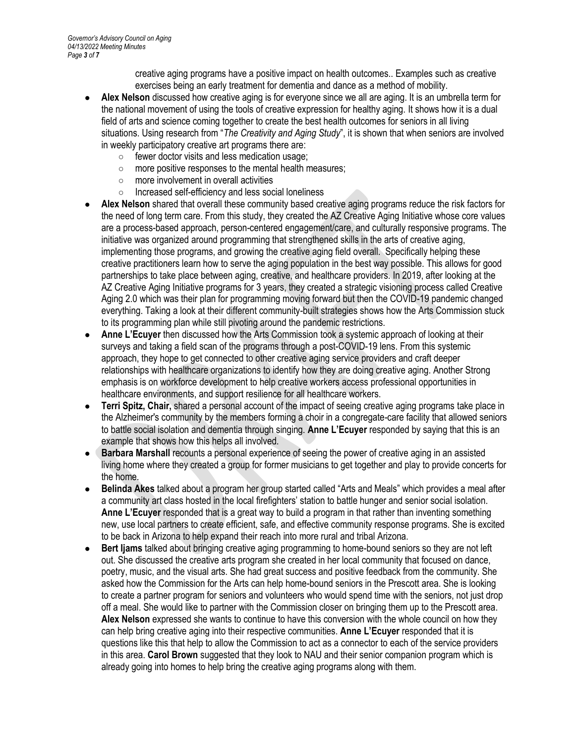creative aging programs have a positive impact on health outcomes.. Examples such as creative exercises being an early treatment for dementia and dance as a method of mobility.

- **Alex Nelson** discussed how creative aging is for everyone since we all are aging. It is an umbrella term for the national movement of using the tools of creative expression for healthy aging. It shows how it is a dual field of arts and science coming together to create the best health outcomes for seniors in all living situations. Using research from "*The Creativity and Aging Study*", it is shown that when seniors are involved in weekly participatory creative art programs there are:
  - fewer doctor visits and less medication usage;
  - more positive responses to the mental health measures;
  - more involvement in overall activities
  - Increased self-efficiency and less social loneliness
- **Alex Nelson** shared that overall these community based creative aging programs reduce the risk factors for the need of long term care. From this study, they created the AZ Creative Aging Initiative whose core values are a process-based approach, person-centered engagement/care, and culturally responsive programs. The initiative was organized around programming that strengthened skills in the arts of creative aging, implementing those programs, and growing the creative aging field overall. Specifically helping these creative practitioners learn how to serve the aging population in the best way possible. This allows for good partnerships to take place between aging, creative, and healthcare providers. In 2019, after looking at the AZ Creative Aging Initiative programs for 3 years, they created a strategic visioning process called Creative Aging 2.0 which was their plan for programming moving forward but then the COVID-19 pandemic changed everything. Taking a look at their different community-built strategies shows how the Arts Commission stuck to its programming plan while still pivoting around the pandemic restrictions.
- **Anne L'Ecuyer** then discussed how the Arts Commission took a systemic approach of looking at their surveys and taking a field scan of the programs through a post-COVID-19 lens. From this systemic approach, they hope to get connected to other creative aging service providers and craft deeper relationships with healthcare organizations to identify how they are doing creative aging. Another Strong emphasis is on workforce development to help creative workers access professional opportunities in healthcare environments, and support resilience for all healthcare workers.
- **Terri Spitz, Chair,** shared a personal account of the impact of seeing creative aging programs take place in the Alzheimer's community by the members forming a choir in a congregate-care facility that allowed seniors to battle social isolation and dementia through singing. **Anne L'Ecuyer** responded by saying that this is an example that shows how this helps all involved.
- **Barbara Marshall** recounts a personal experience of seeing the power of creative aging in an assisted living home where they created a group for former musicians to get together and play to provide concerts for the home.
- **Belinda Akes** talked about a program her group started called "Arts and Meals" which provides a meal after a community art class hosted in the local firefighters' station to battle hunger and senior social isolation. **Anne L'Ecuyer** responded that is a great way to build a program in that rather than inventing something new, use local partners to create efficient, safe, and effective community response programs. She is excited to be back in Arizona to help expand their reach into more rural and tribal Arizona.
- **Bert Ijams** talked about bringing creative aging programming to home-bound seniors so they are not left out. She discussed the creative arts program she created in her local community that focused on dance, poetry, music, and the visual arts. She had great success and positive feedback from the community. She asked how the Commission for the Arts can help home-bound seniors in the Prescott area. She is looking to create a partner program for seniors and volunteers who would spend time with the seniors, not just drop off a meal. She would like to partner with the Commission closer on bringing them up to the Prescott area. **Alex Nelson** expressed she wants to continue to have this conversion with the whole council on how they can help bring creative aging into their respective communities. **Anne L'Ecuyer** responded that it is questions like this that help to allow the Commission to act as a connector to each of the service providers in this area. **Carol Brown** suggested that they look to NAU and their senior companion program which is already going into homes to help bring the creative aging programs along with them.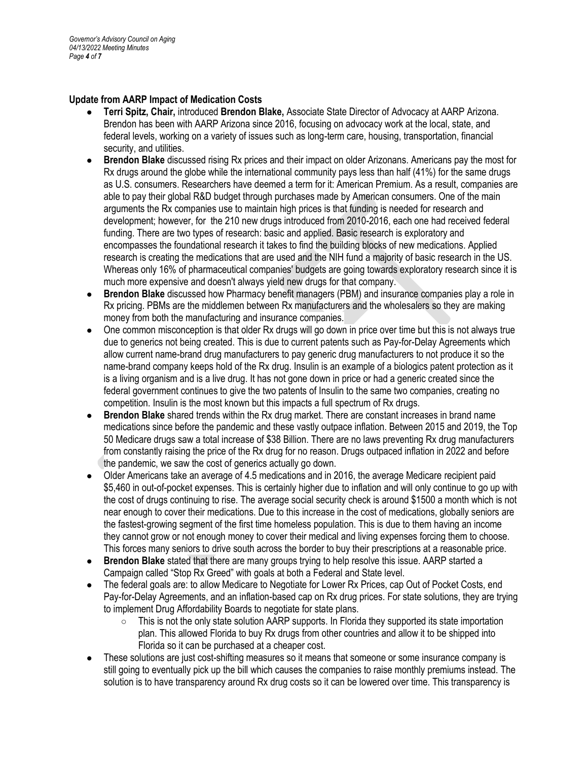## Update from AARP Impact of Medication Costs

- **Terri Spitz, Chair,** introduced **Brendon Blake,** Associate State Director of Advocacy at AARP Arizona. Brendon has been with AARP Arizona since 2016, focusing on advocacy work at the local, state, and federal levels, working on a variety of issues such as long-term care, housing, transportation, financial security, and utilities.
- **Brendon Blake** discussed rising Rx prices and their impact on older Arizonans. Americans pay the most for Rx drugs around the globe while the international community pays less than half (41%) for the same drugs as U.S. consumers. Researchers have deemed a term for it: American Premium. As a result, companies are able to pay their global R&D budget through purchases made by American consumers. One of the main arguments the Rx companies use to maintain high prices is that funding is needed for research and development; however, for the 210 new drugs introduced from 2010-2016, each one had received federal funding. There are two types of research: basic and applied. Basic research is exploratory and encompasses the foundational research it takes to find the building blocks of new medications. Applied research is creating the medications that are used and the NIH fund a majority of basic research in the US. Whereas only 16% of pharmaceutical companies' budgets are going towards exploratory research since it is much more expensive and doesn't always yield new drugs for that company.
- **Brendon Blake** discussed how Pharmacy benefit managers (PBM) and insurance companies play a role in Rx pricing. PBMs are the middlemen between Rx manufacturers and the wholesalers so they are making money from both the manufacturing and insurance companies.
- One common misconception is that older Rx drugs will go down in price over time but this is not always true due to generics not being created. This is due to current patents such as Pay-for-Delay Agreements which allow current name-brand drug manufacturers to pay generic drug manufacturers to not produce it so the name-brand company keeps hold of the Rx drug. Insulin is an example of a biologics patent protection as it is a living organism and is a live drug. It has not gone down in price or had a generic created since the federal government continues to give the two patents of Insulin to the same two companies, creating no competition. Insulin is the most known but this impacts a full spectrum of Rx drugs.
- **Brendon Blake** shared trends within the Rx drug market. There are constant increases in brand name medications since before the pandemic and these vastly outpace inflation. Between 2015 and 2019, the Top 50 Medicare drugs saw a total increase of $38 Billion. There are no laws preventing Rx drug manufacturers from constantly raising the price of the Rx drug for no reason. Drugs outpaced inflation in 2022 and before the pandemic, we saw the cost of generics actually go down.
- Older Americans take an average of 4.5 medications and in 2016, the average Medicare recipient paid $5,460 in out-of-pocket expenses. This is certainly higher due to inflation and will only continue to go up with the cost of drugs continuing to rise. The average social security check is around $1500 a month which is not near enough to cover their medications. Due to this increase in the cost of medications, globally seniors are the fastest-growing segment of the first time homeless population. This is due to them having an income they cannot grow or not enough money to cover their medical and living expenses forcing them to choose. This forces many seniors to drive south across the border to buy their prescriptions at a reasonable price.
- **Brendon Blake** stated that there are many groups trying to help resolve this issue. AARP started a Campaign called "Stop Rx Greed" with goals at both a Federal and State level.
- The federal goals are: to allow Medicare to Negotiate for Lower Rx Prices, cap Out of Pocket Costs, end Pay-for-Delay Agreements, and an inflation-based cap on Rx drug prices. For state solutions, they are trying to implement Drug Affordability Boards to negotiate for state plans.
  - This is not the only state solution AARP supports. In Florida they supported its state importation plan. This allowed Florida to buy Rx drugs from other countries and allow it to be shipped into Florida so it can be purchased at a cheaper cost.
- These solutions are just cost-shifting measures so it means that someone or some insurance company is still going to eventually pick up the bill which causes the companies to raise monthly premiums instead. The solution is to have transparency around Rx drug costs so it can be lowered over time. This transparency is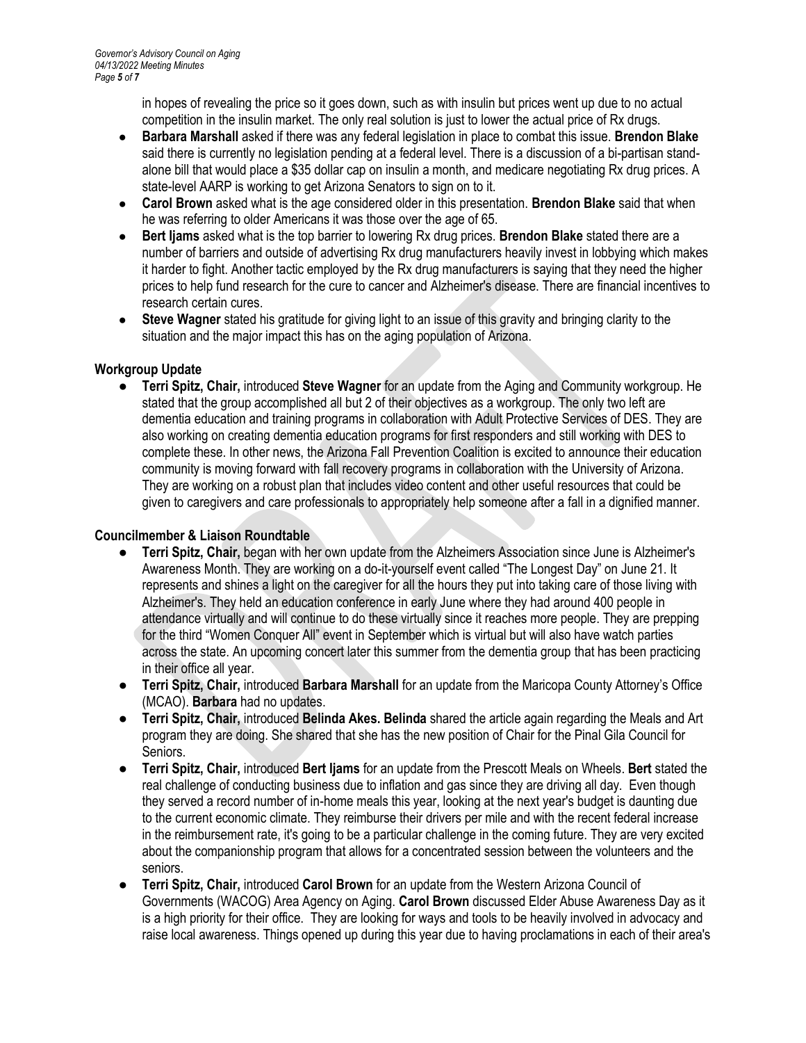in hopes of revealing the price so it goes down, such as with insulin but prices went up due to no actual competition in the insulin market. The only real solution is just to lower the actual price of Rx drugs.

- **Barbara Marshall** asked if there was any federal legislation in place to combat this issue. **Brendon Blake** said there is currently no legislation pending at a federal level. There is a discussion of a bi-partisan stand-alone bill that would place a $35 dollar cap on insulin a month, and medicare negotiating Rx drug prices. A state-level AARP is working to get Arizona Senators to sign on to it.
- **Carol Brown** asked what is the age considered older in this presentation. **Brendon Blake** said that when he was referring to older Americans it was those over the age of 65.
- **Bert Ijams** asked what is the top barrier to lowering Rx drug prices. **Brendon Blake** stated there are a number of barriers and outside of advertising Rx drug manufacturers heavily invest in lobbying which makes it harder to fight. Another tactic employed by the Rx drug manufacturers is saying that they need the higher prices to help fund research for the cure to cancer and Alzheimer's disease. There are financial incentives to research certain cures.
- **Steve Wagner** stated his gratitude for giving light to an issue of this gravity and bringing clarity to the situation and the major impact this has on the aging population of Arizona.

**Workgroup Update**

- **Terri Spitz, Chair,** introduced **Steve Wagner** for an update from the Aging and Community workgroup. He stated that the group accomplished all but 2 of their objectives as a workgroup. The only two left are dementia education and training programs in collaboration with Adult Protective Services of DES. They are also working on creating dementia education programs for first responders and still working with DES to complete these. In other news, the Arizona Fall Prevention Coalition is excited to announce their education community is moving forward with fall recovery programs in collaboration with the University of Arizona. They are working on a robust plan that includes video content and other useful resources that could be given to caregivers and care professionals to appropriately help someone after a fall in a dignified manner.

**Councilmember & Liaison Roundtable**

- **Terri Spitz, Chair,** began with her own update from the Alzheimers Association since June is Alzheimer's Awareness Month. They are working on a do-it-yourself event called "The Longest Day" on June 21. It represents and shines a light on the caregiver for all the hours they put into taking care of those living with Alzheimer's. They held an education conference in early June where they had around 400 people in attendance virtually and will continue to do these virtually since it reaches more people. They are prepping for the third "Women Conquer All" event in September which is virtual but will also have watch parties across the state. An upcoming concert later this summer from the dementia group that has been practicing in their office all year.
- **Terri Spitz, Chair,** introduced **Barbara Marshall** for an update from the Maricopa County Attorney's Office (MCAO). **Barbara** had no updates.
- **Terri Spitz, Chair,** introduced **Belinda Akes. Belinda** shared the article again regarding the Meals and Art program they are doing. She shared that she has the new position of Chair for the Pinal Gila Council for Seniors.
- **Terri Spitz, Chair,** introduced **Bert Ijams** for an update from the Prescott Meals on Wheels. **Bert** stated the real challenge of conducting business due to inflation and gas since they are driving all day. Even though they served a record number of in-home meals this year, looking at the next year's budget is daunting due to the current economic climate. They reimburse their drivers per mile and with the recent federal increase in the reimbursement rate, it's going to be a particular challenge in the coming future. They are very excited about the companionship program that allows for a concentrated session between the volunteers and the seniors.
- **Terri Spitz, Chair,** introduced **Carol Brown** for an update from the Western Arizona Council of Governments (WACOG) Area Agency on Aging. **Carol Brown** discussed Elder Abuse Awareness Day as it is a high priority for their office. They are looking for ways and tools to be heavily involved in advocacy and raise local awareness. Things opened up during this year due to having proclamations in each of their area's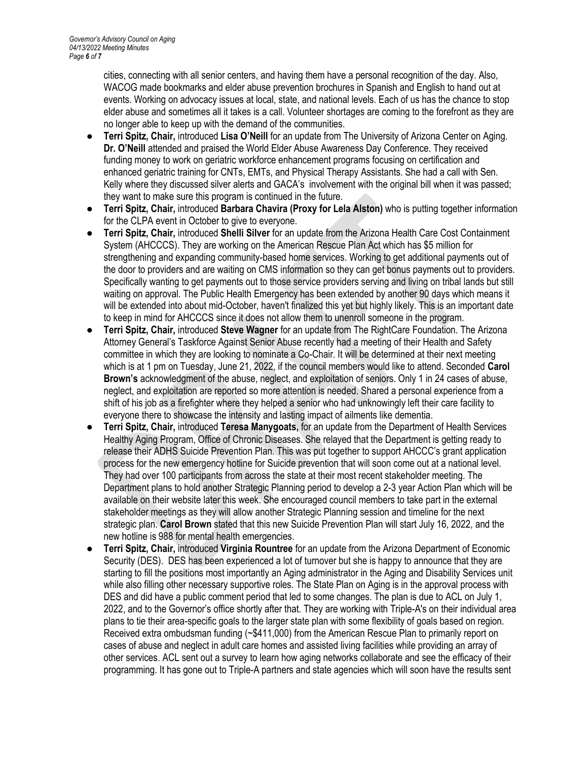cities, connecting with all senior centers, and having them have a personal recognition of the day. Also, WACOG made bookmarks and elder abuse prevention brochures in Spanish and English to hand out at events. Working on advocacy issues at local, state, and national levels. Each of us has the chance to stop elder abuse and sometimes all it takes is a call. Volunteer shortages are coming to the forefront as they are no longer able to keep up with the demand of the communities.

- **Terri Spitz, Chair,** introduced **Lisa O'Neill** for an update from The University of Arizona Center on Aging. **Dr. O'Neill** attended and praised the World Elder Abuse Awareness Day Conference. They received funding money to work on geriatric workforce enhancement programs focusing on certification and enhanced geriatric training for CNTs, EMTs, and Physical Therapy Assistants. She had a call with Sen. Kelly where they discussed silver alerts and GACA's involvement with the original bill when it was passed; they want to make sure this program is continued in the future.
- **Terri Spitz, Chair,** introduced **Barbara Chavira (Proxy for Lela Alston)** who is putting together information for the CLPA event in October to give to everyone.
- **Terri Spitz, Chair,** introduced **Shelli Silver** for an update from the Arizona Health Care Cost Containment System (AHCCCS). They are working on the American Rescue Plan Act which has $5 million for strengthening and expanding community-based home services. Working to get additional payments out of the door to providers and are waiting on CMS information so they can get bonus payments out to providers. Specifically wanting to get payments out to those service providers serving and living on tribal lands but still waiting on approval. The Public Health Emergency has been extended by another 90 days which means it will be extended into about mid-October, haven't finalized this yet but highly likely. This is an important date to keep in mind for AHCCCS since it does not allow them to unenroll someone in the program.
- **Terri Spitz, Chair,** introduced **Steve Wagner** for an update from The RightCare Foundation. The Arizona Attorney General's Taskforce Against Senior Abuse recently had a meeting of their Health and Safety committee in which they are looking to nominate a Co-Chair. It will be determined at their next meeting which is at 1 pm on Tuesday, June 21, 2022, if the council members would like to attend. Seconded **Carol Brown's** acknowledgment of the abuse, neglect, and exploitation of seniors. Only 1 in 24 cases of abuse, neglect, and exploitation are reported so more attention is needed. Shared a personal experience from a shift of his job as a firefighter where they helped a senior who had unknowingly left their care facility to everyone there to showcase the intensity and lasting impact of ailments like dementia.
- **Terri Spitz, Chair,** introduced **Teresa Manygoats,** for an update from the Department of Health Services Healthy Aging Program, Office of Chronic Diseases. She relayed that the Department is getting ready to release their ADHS Suicide Prevention Plan. This was put together to support AHCCC's grant application process for the new emergency hotline for Suicide prevention that will soon come out at a national level. They had over 100 participants from across the state at their most recent stakeholder meeting. The Department plans to hold another Strategic Planning period to develop a 2-3 year Action Plan which will be available on their website later this week. She encouraged council members to take part in the external stakeholder meetings as they will allow another Strategic Planning session and timeline for the next strategic plan. **Carol Brown** stated that this new Suicide Prevention Plan will start July 16, 2022, and the new hotline is 988 for mental health emergencies.
- **Terri Spitz, Chair,** introduced **Virginia Rountree** for an update from the Arizona Department of Economic Security (DES). DES has been experienced a lot of turnover but she is happy to announce that they are starting to fill the positions most importantly an Aging administrator in the Aging and Disability Services unit while also filling other necessary supportive roles. The State Plan on Aging is in the approval process with DES and did have a public comment period that led to some changes. The plan is due to ACL on July 1, 2022, and to the Governor's office shortly after that. They are working with Triple-A's on their individual area plans to tie their area-specific goals to the larger state plan with some flexibility of goals based on region. Received extra ombudsman funding (~$411,000) from the American Rescue Plan to primarily report on cases of abuse and neglect in adult care homes and assisted living facilities while providing an array of other services. ACL sent out a survey to learn how aging networks collaborate and see the efficacy of their programming. It has gone out to Triple-A partners and state agencies which will soon have the results sent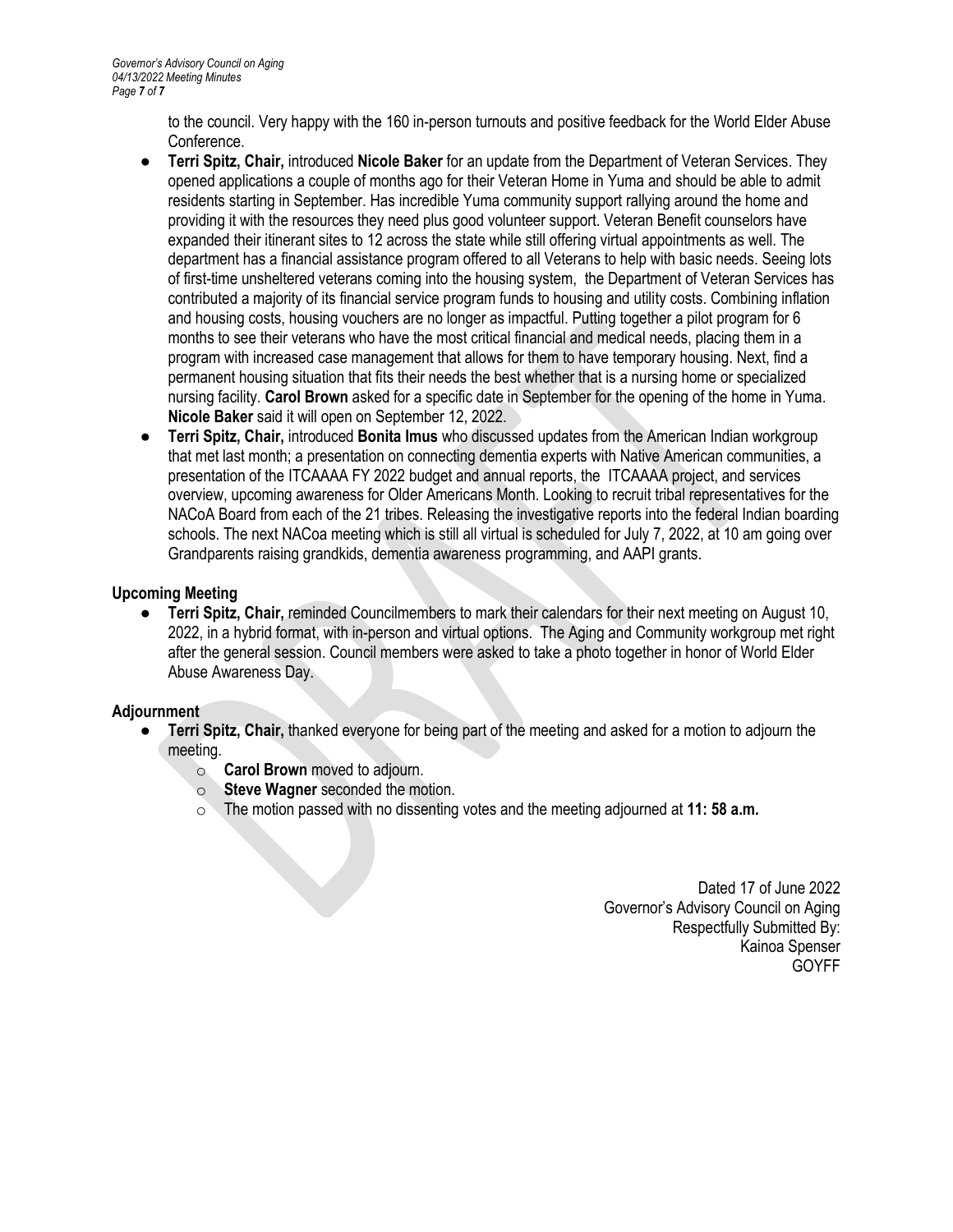to the council. Very happy with the 160 in-person turnouts and positive feedback for the World Elder Abuse Conference.

- **Terri Spitz, Chair,** introduced **Nicole Baker** for an update from the Department of Veteran Services. They opened applications a couple of months ago for their Veteran Home in Yuma and should be able to admit residents starting in September. Has incredible Yuma community support rallying around the home and providing it with the resources they need plus good volunteer support. Veteran Benefit counselors have expanded their itinerant sites to 12 across the state while still offering virtual appointments as well. The department has a financial assistance program offered to all Veterans to help with basic needs. Seeing lots of first-time unsheltered veterans coming into the housing system, the Department of Veteran Services has contributed a majority of its financial service program funds to housing and utility costs. Combining inflation and housing costs, housing vouchers are no longer as impactful. Putting together a pilot program for 6 months to see their veterans who have the most critical financial and medical needs, placing them in a program with increased case management that allows for them to have temporary housing. Next, find a permanent housing situation that fits their needs the best whether that is a nursing home or specialized nursing facility. **Carol Brown** asked for a specific date in September for the opening of the home in Yuma. **Nicole Baker** said it will open on September 12, 2022.
- **Terri Spitz, Chair,** introduced **Bonita Imus** who discussed updates from the American Indian workgroup that met last month; a presentation on connecting dementia experts with Native American communities, a presentation of the ITCAAAA FY 2022 budget and annual reports, the ITCAAAA project, and services overview, upcoming awareness for Older Americans Month. Looking to recruit tribal representatives for the NACoA Board from each of the 21 tribes. Releasing the investigative reports into the federal Indian boarding schools. The next NACoa meeting which is still all virtual is scheduled for July 7, 2022, at 10 am going over Grandparents raising grandkids, dementia awareness programming, and AAPI grants.

### Upcoming Meeting

- **Terri Spitz, Chair,** reminded Councilmembers to mark their calendars for their next meeting on August 10, 2022, in a hybrid format, with in-person and virtual options. The Aging and Community workgroup met right after the general session. Council members were asked to take a photo together in honor of World Elder Abuse Awareness Day.

### Adjournment

- **Terri Spitz, Chair,** thanked everyone for being part of the meeting and asked for a motion to adjourn the meeting.
  - **Carol Brown** moved to adjourn.
  - **Steve Wagner** seconded the motion.
  - The motion passed with no dissenting votes and the meeting adjourned at **11: 58 a.m.**

Dated 17 of June 2022
Governor's Advisory Council on Aging
Respectfully Submitted By:
Kainoa Spenser
GOYFF